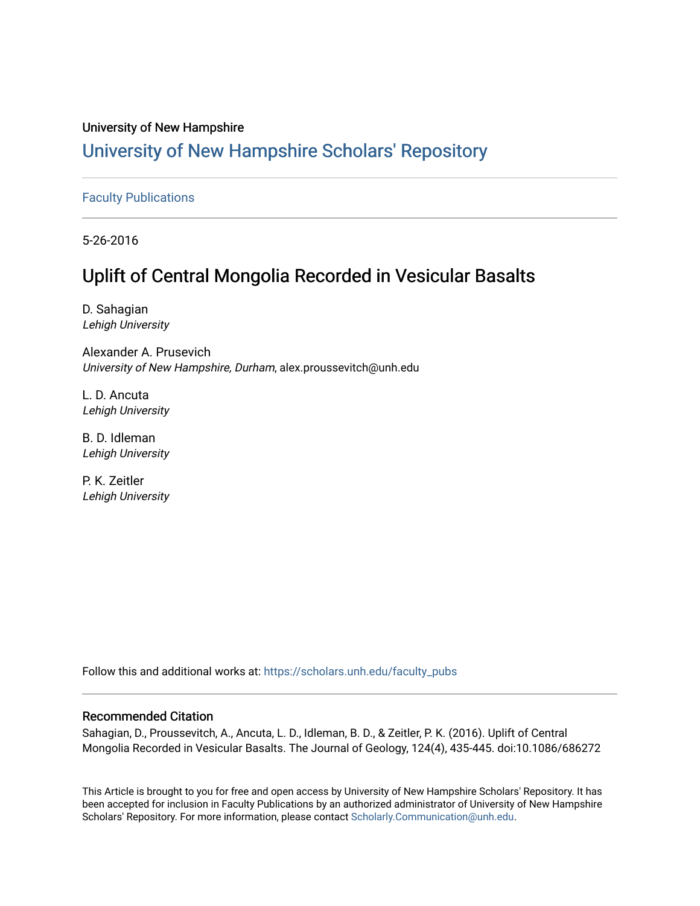University of New Hampshire

# University of New Hampshire Scholars' Repository

Faculty Publications

5-26-2016

## Uplift of Central Mongolia Recorded in Vesicular Basalts

D. Sahagian
*Lehigh University*

Alexander A. Prusevich
*University of New Hampshire, Durham*, alex.proussevitch@unh.edu

L. D. Ancuta
*Lehigh University*

B. D. Idleman
*Lehigh University*

P. K. Zeitler
*Lehigh University*

Follow this and additional works at: https://scholars.unh.edu/faculty_pubs

### Recommended Citation

Sahagian, D., Proussevitch, A., Ancuta, L. D., Idleman, B. D., & Zeitler, P. K. (2016). Uplift of Central Mongolia Recorded in Vesicular Basalts. The Journal of Geology, 124(4), 435-445. doi:10.1086/686272

This Article is brought to you for free and open access by University of New Hampshire Scholars' Repository. It has been accepted for inclusion in Faculty Publications by an authorized administrator of University of New Hampshire Scholars' Repository. For more information, please contact Scholarly.Communication@unh.edu.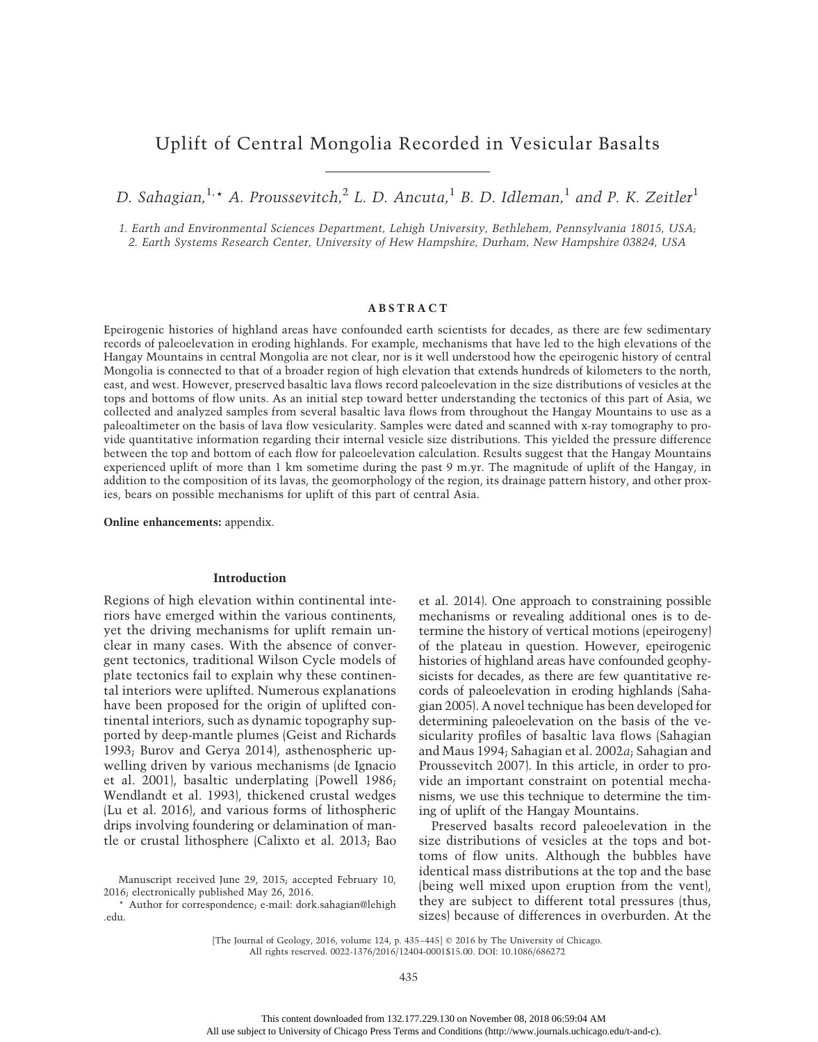# Uplift of Central Mongolia Recorded in Vesicular Basalts

*D. Sahagian,*[1,*] *A. Proussevitch,*[2] *L. D. Ancuta,*[1] *B. D. Idleman,*[1] *and P. K. Zeitler*[1]

1. Earth and Environmental Sciences Department, Lehigh University, Bethlehem, Pennsylvania 18015, USA;
2. Earth Systems Research Center, University of Hew Hampshire, Durham, New Hampshire 03824, USA

## ABSTRACT

Epeirogenic histories of highland areas have confounded earth scientists for decades, as there are few sedimentary records of paleoelevation in eroding highlands. For example, mechanisms that have led to the high elevations of the Hangay Mountains in central Mongolia are not clear, nor is it well understood how the epeirogenic history of central Mongolia is connected to that of a broader region of high elevation that extends hundreds of kilometers to the north, east, and west. However, preserved basaltic lava flows record paleoelevation in the size distributions of vesicles at the tops and bottoms of flow units. As an initial step toward better understanding the tectonics of this part of Asia, we collected and analyzed samples from several basaltic lava flows from throughout the Hangay Mountains to use as a paleoaltimeter on the basis of lava flow vesicularity. Samples were dated and scanned with x-ray tomography to provide quantitative information regarding their internal vesicle size distributions. This yielded the pressure difference between the top and bottom of each flow for paleoelevation calculation. Results suggest that the Hangay Mountains experienced uplift of more than 1 km sometime during the past 9 m.yr. The magnitude of uplift of the Hangay, in addition to the composition of its lavas, the geomorphology of the region, its drainage pattern history, and other proxies, bears on possible mechanisms for uplift of this part of central Asia.

**Online enhancements:** appendix.

## Introduction

Regions of high elevation within continental interiors have emerged within the various continents, yet the driving mechanisms for uplift remain unclear in many cases. With the absence of convergent tectonics, traditional Wilson Cycle models of plate tectonics fail to explain why these continental interiors were uplifted. Numerous explanations have been proposed for the origin of uplifted continental interiors, such as dynamic topography supported by deep-mantle plumes (Geist and Richards 1993; Burov and Gerya 2014), asthenospheric upwelling driven by various mechanisms (de Ignacio et al. 2001), basaltic underplating (Powell 1986; Wendlandt et al. 1993), thickened crustal wedges (Lu et al. 2016), and various forms of lithospheric drips involving foundering or delamination of mantle or crustal lithosphere (Calixto et al. 2013; Bao et al. 2014). One approach to constraining possible mechanisms or revealing additional ones is to determine the history of vertical motions (epeirogeny) of the plateau in question. However, epeirogenic histories of highland areas have confounded geophysicists for decades, as there are few quantitative records of paleoelevation in eroding highlands (Sahagian 2005). A novel technique has been developed for determining paleoelevation on the basis of the vesicularity profiles of basaltic lava flows (Sahagian and Maus 1994; Sahagian et al. 2002*a*; Sahagian and Proussevitch 2007). In this article, in order to provide an important constraint on potential mechanisms, we use this technique to determine the timing of uplift of the Hangay Mountains.

Preserved basalts record paleoelevation in the size distributions of vesicles at the tops and bottoms of flow units. Although the bubbles have identical mass distributions at the top and the base (being well mixed upon eruption from the vent), they are subject to different total pressures (thus, sizes) because of differences in overburden. At the

Manuscript received June 29, 2015; accepted February 10, 2016; electronically published May 26, 2016.

\* Author for correspondence; e-mail: dork.sahagian@lehigh.edu.

[The Journal of Geology, 2016, volume 124, p. 435–445] © 2016 by The University of Chicago. All rights reserved. 0022-1376/2016/12404-0001$15.00. DOI: 10.1086/686272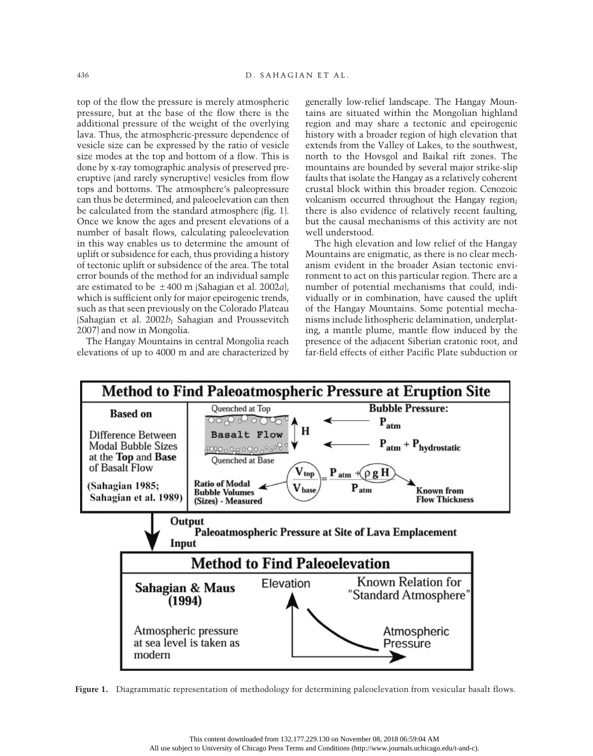top of the flow the pressure is merely atmospheric pressure, but at the base of the flow there is the additional pressure of the weight of the overlying lava. Thus, the atmospheric-pressure dependence of vesicle size can be expressed by the ratio of vesicle size modes at the top and bottom of a flow. This is done by x-ray tomographic analysis of preserved pre-eruptive (and rarely syneruptive) vesicles from flow tops and bottoms. The atmosphere's paleopressure can thus be determined, and paleoelevation can then be calculated from the standard atmosphere (fig. 1). Once we know the ages and present elevations of a number of basalt flows, calculating paleoelevation in this way enables us to determine the amount of uplift or subsidence for each, thus providing a history of tectonic uplift or subsidence of the area. The total error bounds of the method for an individual sample are estimated to be $\pm 400$ m (Sahagian et al. 2002*a*), which is sufficient only for major epeirogenic trends, such as that seen previously on the Colorado Plateau (Sahagian et al. 2002*b*; Sahagian and Proussevitch 2007) and now in Mongolia.

The Hangay Mountains in central Mongolia reach elevations of up to 4000 m and are characterized by generally low-relief landscape. The Hangay Mountains are situated within the Mongolian highland region and may share a tectonic and epeirogenic history with a broader region of high elevation that extends from the Valley of Lakes, to the southwest, north to the Hovsgol and Baikal rift zones. The mountains are bounded by several major strike-slip faults that isolate the Hangay as a relatively coherent crustal block within this broader region. Cenozoic volcanism occurred throughout the Hangay region; there is also evidence of relatively recent faulting, but the causal mechanisms of this activity are not well understood.

The high elevation and low relief of the Hangay Mountains are enigmatic, as there is no clear mechanism evident in the broader Asian tectonic environment to act on this particular region. There are a number of potential mechanisms that could, individually or in combination, have caused the uplift of the Hangay Mountains. Some potential mechanisms include lithospheric delamination, underplating, a mantle plume, mantle flow induced by the presence of the adjacent Siberian cratonic root, and far-field effects of either Pacific Plate subduction or

**Method to Find Paleoatmospheric Pressure at Eruption Site**

**Based on**

Difference Between Modal Bubble Sizes at the **Top** and **Base** of Basalt Flow

**(Sahagian 1985; Sahagian et al. 1989)**

Quenched at Top — Basalt Flow — H — Quenched at Base

**Bubble Pressure:** $P_{atm}$ (top); $P_{atm} + P_{hydrostatic}$ (base)

$$\frac{V_{top}}{V_{base}} = \frac{P_{atm} + \rho g H}{P_{atm}}$$

**Ratio of Modal Bubble Volumes (Sizes) - Measured**

**Known from Flow Thickness**

**Output**
**Paleoatmospheric Pressure at Site of Lava Emplacement**
**Input**

**Method to Find Paleoelevation**

**Sahagian & Maus (1994)**

Atmospheric pressure at sea level is taken as modern

Elevation — Atmospheric Pressure — Known Relation for "Standard Atmosphere"

**Figure 1.** Diagrammatic representation of methodology for determining paleoelevation from vesicular basalt flows.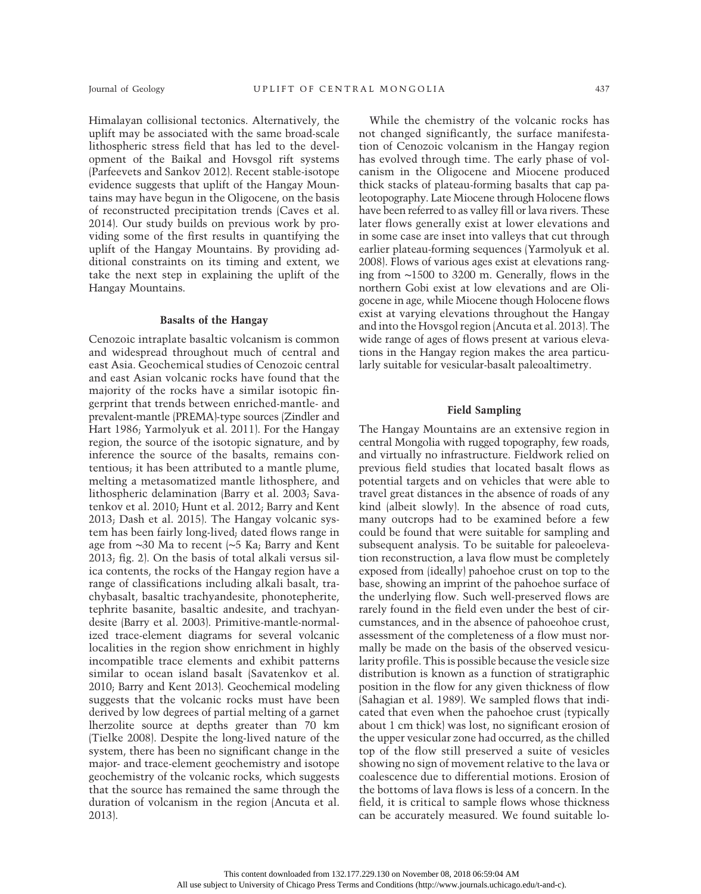Himalayan collisional tectonics. Alternatively, the uplift may be associated with the same broad-scale lithospheric stress field that has led to the development of the Baikal and Hovsgol rift systems (Parfeevets and Sankov 2012). Recent stable-isotope evidence suggests that uplift of the Hangay Mountains may have begun in the Oligocene, on the basis of reconstructed precipitation trends (Caves et al. 2014). Our study builds on previous work by providing some of the first results in quantifying the uplift of the Hangay Mountains. By providing additional constraints on its timing and extent, we take the next step in explaining the uplift of the Hangay Mountains.

## Basalts of the Hangay

Cenozoic intraplate basaltic volcanism is common and widespread throughout much of central and east Asia. Geochemical studies of Cenozoic central and east Asian volcanic rocks have found that the majority of the rocks have a similar isotopic fingerprint that trends between enriched-mantle- and prevalent-mantle (PREMA)-type sources (Zindler and Hart 1986; Yarmolyuk et al. 2011). For the Hangay region, the source of the isotopic signature, and by inference the source of the basalts, remains contentious; it has been attributed to a mantle plume, melting a metasomatized mantle lithosphere, and lithospheric delamination (Barry et al. 2003; Savatenkov et al. 2010; Hunt et al. 2012; Barry and Kent 2013; Dash et al. 2015). The Hangay volcanic system has been fairly long-lived; dated flows range in age from ~30 Ma to recent (~5 Ka; Barry and Kent 2013; fig. 2). On the basis of total alkali versus silica contents, the rocks of the Hangay region have a range of classifications including alkali basalt, trachybasalt, basaltic trachyandesite, phonotepherite, tephrite basanite, basaltic andesite, and trachyandesite (Barry et al. 2003). Primitive-mantle-normalized trace-element diagrams for several volcanic localities in the region show enrichment in highly incompatible trace elements and exhibit patterns similar to ocean island basalt (Savatenkov et al. 2010; Barry and Kent 2013). Geochemical modeling suggests that the volcanic rocks must have been derived by low degrees of partial melting of a garnet lherzolite source at depths greater than 70 km (Tielke 2008). Despite the long-lived nature of the system, there has been no significant change in the major- and trace-element geochemistry and isotope geochemistry of the volcanic rocks, which suggests that the source has remained the same through the duration of volcanism in the region (Ancuta et al. 2013).

While the chemistry of the volcanic rocks has not changed significantly, the surface manifestation of Cenozoic volcanism in the Hangay region has evolved through time. The early phase of volcanism in the Oligocene and Miocene produced thick stacks of plateau-forming basalts that cap paleotopography. Late Miocene through Holocene flows have been referred to as valley fill or lava rivers. These later flows generally exist at lower elevations and in some case are inset into valleys that cut through earlier plateau-forming sequences (Yarmolyuk et al. 2008). Flows of various ages exist at elevations ranging from ~1500 to 3200 m. Generally, flows in the northern Gobi exist at low elevations and are Oligocene in age, while Miocene though Holocene flows exist at varying elevations throughout the Hangay and into the Hovsgol region (Ancuta et al. 2013). The wide range of ages of flows present at various elevations in the Hangay region makes the area particularly suitable for vesicular-basalt paleoaltimetry.

## Field Sampling

The Hangay Mountains are an extensive region in central Mongolia with rugged topography, few roads, and virtually no infrastructure. Fieldwork relied on previous field studies that located basalt flows as potential targets and on vehicles that were able to travel great distances in the absence of roads of any kind (albeit slowly). In the absence of road cuts, many outcrops had to be examined before a few could be found that were suitable for sampling and subsequent analysis. To be suitable for paleoelevation reconstruction, a lava flow must be completely exposed from (ideally) pahoehoe crust on top to the base, showing an imprint of the pahoehoe surface of the underlying flow. Such well-preserved flows are rarely found in the field even under the best of circumstances, and in the absence of pahoeohoe crust, assessment of the completeness of a flow must normally be made on the basis of the observed vesicularity profile. This is possible because the vesicle size distribution is known as a function of stratigraphic position in the flow for any given thickness of flow (Sahagian et al. 1989). We sampled flows that indicated that even when the pahoehoe crust (typically about 1 cm thick) was lost, no significant erosion of the upper vesicular zone had occurred, as the chilled top of the flow still preserved a suite of vesicles showing no sign of movement relative to the lava or coalescence due to differential motions. Erosion of the bottoms of lava flows is less of a concern. In the field, it is critical to sample flows whose thickness can be accurately measured. We found suitable lo-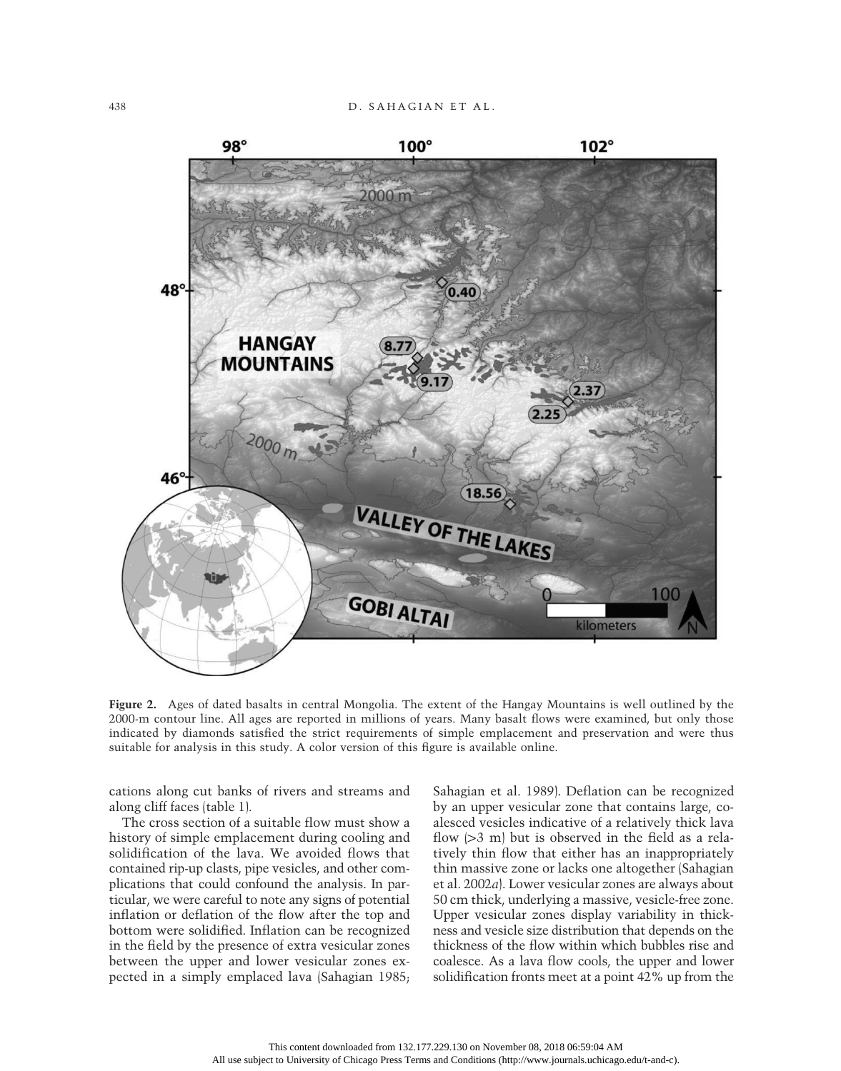**Figure 2.** Ages of dated basalts in central Mongolia. The extent of the Hangay Mountains is well outlined by the 2000-m contour line. All ages are reported in millions of years. Many basalt flows were examined, but only those indicated by diamonds satisfied the strict requirements of simple emplacement and preservation and were thus suitable for analysis in this study. A color version of this figure is available online.

cations along cut banks of rivers and streams and along cliff faces (table 1).

The cross section of a suitable flow must show a history of simple emplacement during cooling and solidification of the lava. We avoided flows that contained rip-up clasts, pipe vesicles, and other complications that could confound the analysis. In particular, we were careful to note any signs of potential inflation or deflation of the flow after the top and bottom were solidified. Inflation can be recognized in the field by the presence of extra vesicular zones between the upper and lower vesicular zones expected in a simply emplaced lava (Sahagian 1985; Sahagian et al. 1989). Deflation can be recognized by an upper vesicular zone that contains large, coalesced vesicles indicative of a relatively thick lava flow (>3 m) but is observed in the field as a relatively thin flow that either has an inappropriately thin massive zone or lacks one altogether (Sahagian et al. 2002*a*). Lower vesicular zones are always about 50 cm thick, underlying a massive, vesicle-free zone. Upper vesicular zones display variability in thickness and vesicle size distribution that depends on the thickness of the flow within which bubbles rise and coalesce. As a lava flow cools, the upper and lower solidification fronts meet at a point 42% up from the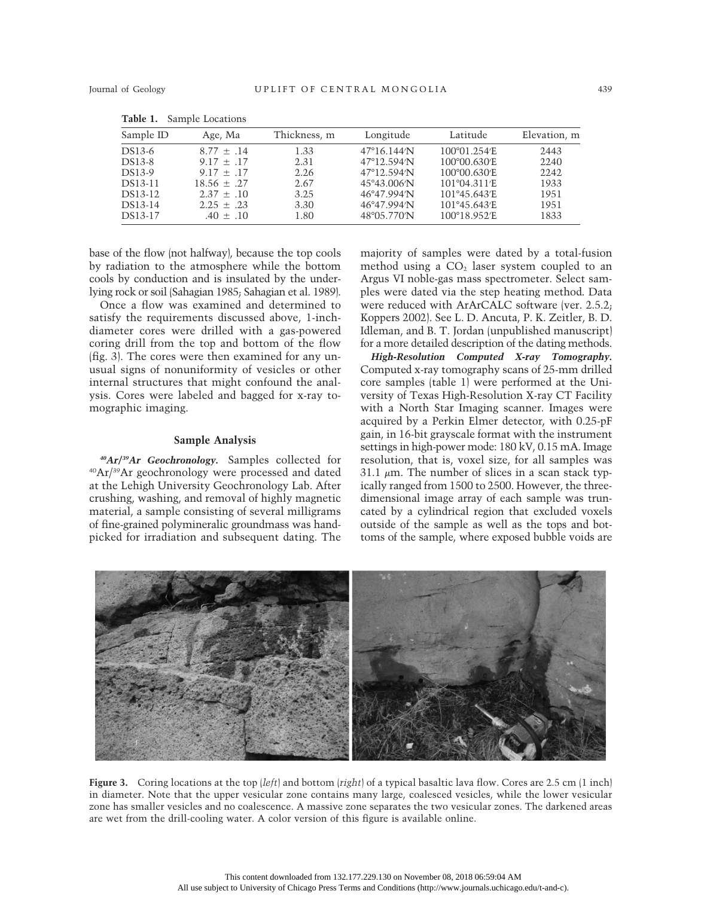**Table 1.** Sample Locations

| Sample ID | Age, Ma | Thickness, m | Longitude | Latitude | Elevation, m |
|---|---|---|---|---|---|
| DS13-6 | 8.77 ± .14 | 1.33 | 47°16.144′N | 100°01.254′E | 2443 |
| DS13-8 | 9.17 ± .17 | 2.31 | 47°12.594′N | 100°00.630′E | 2240 |
| DS13-9 | 9.17 ± .17 | 2.26 | 47°12.594′N | 100°00.630′E | 2242 |
| DS13-11 | 18.56 ± .27 | 2.67 | 45°43.006′N | 101°04.311′E | 1933 |
| DS13-12 | 2.37 ± .10 | 3.25 | 46°47.994′N | 101°45.643′E | 1951 |
| DS13-14 | 2.25 ± .23 | 3.30 | 46°47.994′N | 101°45.643′E | 1951 |
| DS13-17 | .40 ± .10 | 1.80 | 48°05.770′N | 100°18.952′E | 1833 |

base of the flow (not halfway), because the top cools by radiation to the atmosphere while the bottom cools by conduction and is insulated by the underlying rock or soil (Sahagian 1985; Sahagian et al. 1989).

Once a flow was examined and determined to satisfy the requirements discussed above, 1-inch-diameter cores were drilled with a gas-powered coring drill from the top and bottom of the flow (fig. 3). The cores were then examined for any unusual signs of nonuniformity of vesicles or other internal structures that might confound the analysis. Cores were labeled and bagged for x-ray tomographic imaging.

## Sample Analysis

***$^{40}Ar/^{39}Ar$ Geochronology.*** Samples collected for $^{40}Ar/^{39}Ar$ geochronology were processed and dated at the Lehigh University Geochronology Lab. After crushing, washing, and removal of highly magnetic material, a sample consisting of several milligrams of fine-grained polymineralic groundmass was handpicked for irradiation and subsequent dating. The majority of samples were dated by a total-fusion method using a $CO_2$ laser system coupled to an Argus VI noble-gas mass spectrometer. Select samples were dated via the step heating method. Data were reduced with ArArCALC software (ver. 2.5.2; Koppers 2002). See L. D. Ancuta, P. K. Zeitler, B. D. Idleman, and B. T. Jordan (unpublished manuscript) for a more detailed description of the dating methods.

***High-Resolution Computed X-ray Tomography.*** Computed x-ray tomography scans of 25-mm drilled core samples (table 1) were performed at the University of Texas High-Resolution X-ray CT Facility with a North Star Imaging scanner. Images were acquired by a Perkin Elmer detector, with 0.25-pF gain, in 16-bit grayscale format with the instrument settings in high-power mode: 180 kV, 0.15 mA. Image resolution, that is, voxel size, for all samples was 31.1 $\mu$m. The number of slices in a scan stack typically ranged from 1500 to 2500. However, the three-dimensional image array of each sample was truncated by a cylindrical region that excluded voxels outside of the sample as well as the tops and bottoms of the sample, where exposed bubble voids are

**Figure 3.** Coring locations at the top (*left*) and bottom (*right*) of a typical basaltic lava flow. Cores are 2.5 cm (1 inch) in diameter. Note that the upper vesicular zone contains many large, coalesced vesicles, while the lower vesicular zone has smaller vesicles and no coalescence. A massive zone separates the two vesicular zones. The darkened areas are wet from the drill-cooling water. A color version of this figure is available online.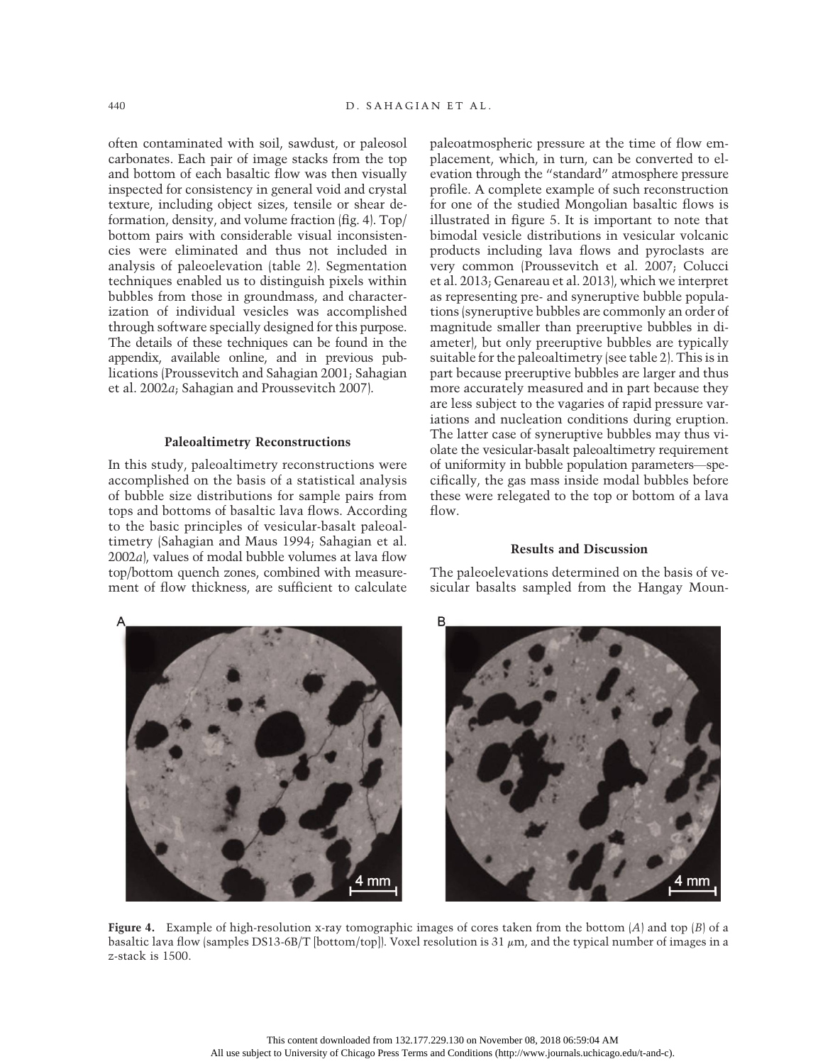often contaminated with soil, sawdust, or paleosol carbonates. Each pair of image stacks from the top and bottom of each basaltic flow was then visually inspected for consistency in general void and crystal texture, including object sizes, tensile or shear deformation, density, and volume fraction (fig. 4). Top/bottom pairs with considerable visual inconsistencies were eliminated and thus not included in analysis of paleoelevation (table 2). Segmentation techniques enabled us to distinguish pixels within bubbles from those in groundmass, and characterization of individual vesicles was accomplished through software specially designed for this purpose. The details of these techniques can be found in the appendix, available online, and in previous publications (Proussevitch and Sahagian 2001; Sahagian et al. 2002*a*; Sahagian and Proussevitch 2007).

### Paleoaltimetry Reconstructions

In this study, paleoaltimetry reconstructions were accomplished on the basis of a statistical analysis of bubble size distributions for sample pairs from tops and bottoms of basaltic lava flows. According to the basic principles of vesicular-basalt paleoaltimetry (Sahagian and Maus 1994; Sahagian et al. 2002*a*), values of modal bubble volumes at lava flow top/bottom quench zones, combined with measurement of flow thickness, are sufficient to calculate paleoatmospheric pressure at the time of flow emplacement, which, in turn, can be converted to elevation through the "standard" atmosphere pressure profile. A complete example of such reconstruction for one of the studied Mongolian basaltic flows is illustrated in figure 5. It is important to note that bimodal vesicle distributions in vesicular volcanic products including lava flows and pyroclasts are very common (Proussevitch et al. 2007; Colucci et al. 2013; Genareau et al. 2013), which we interpret as representing pre- and syneruptive bubble populations (syneruptive bubbles are commonly an order of magnitude smaller than preeruptive bubbles in diameter), but only preeruptive bubbles are typically suitable for the paleoaltimetry (see table 2). This is in part because preeruptive bubbles are larger and thus more accurately measured and in part because they are less subject to the vagaries of rapid pressure variations and nucleation conditions during eruption. The latter case of syneruptive bubbles may thus violate the vesicular-basalt paleoaltimetry requirement of uniformity in bubble population parameters—specifically, the gas mass inside modal bubbles before these were relegated to the top or bottom of a lava flow.

### Results and Discussion

The paleoelevations determined on the basis of vesicular basalts sampled from the Hangay Moun-

**Figure 4.** Example of high-resolution x-ray tomographic images of cores taken from the bottom (*A*) and top (*B*) of a basaltic lava flow (samples DS13-6B/T [bottom/top]). Voxel resolution is 31 $\mu$m, and the typical number of images in a z-stack is 1500.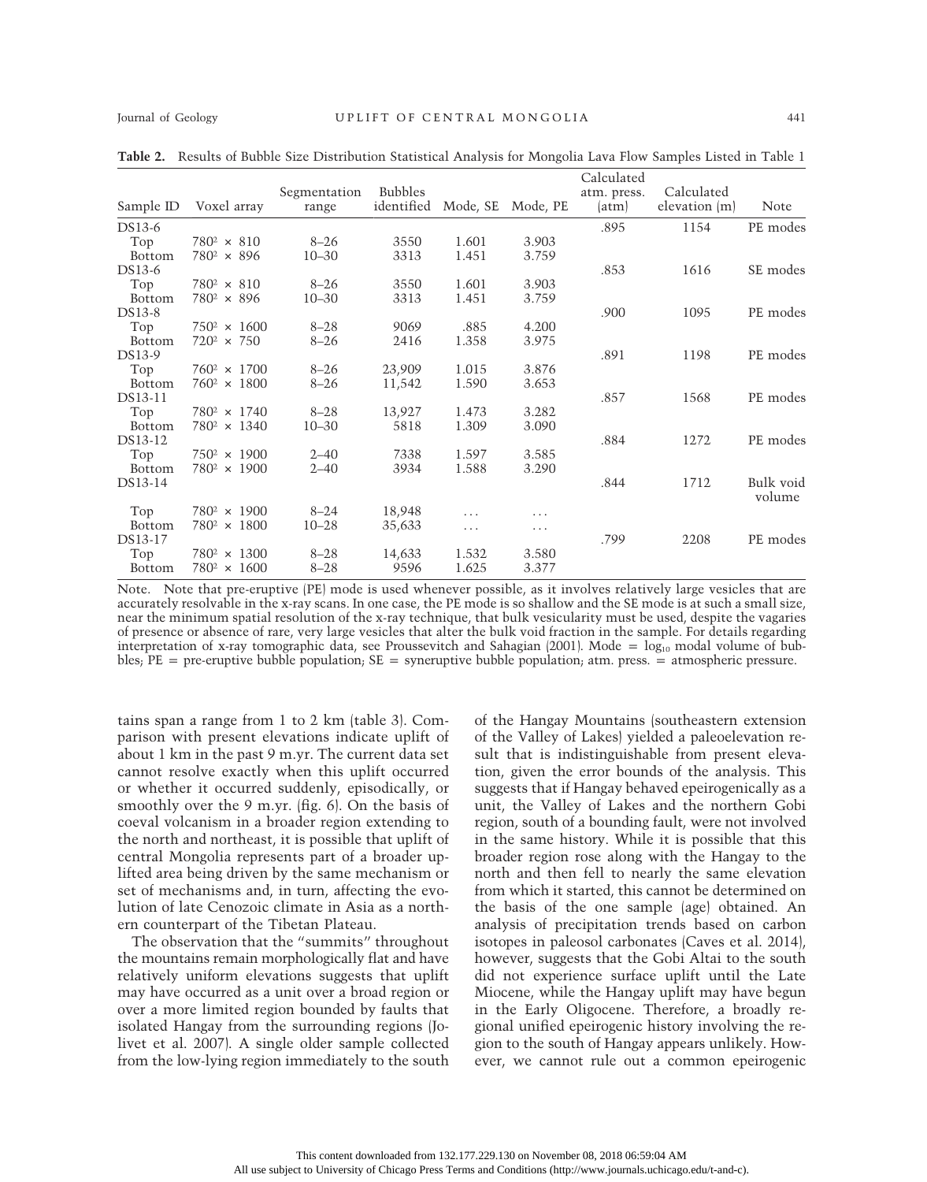**Table 2.** Results of Bubble Size Distribution Statistical Analysis for Mongolia Lava Flow Samples Listed in Table 1

| Sample ID | Voxel array | Segmentation range | Bubbles identified | Mode, SE | Mode, PE | Calculated atm. press. (atm) | Calculated elevation (m) | Note |
|---|---|---|---|---|---|---|---|---|
| DS13-6 | | | | | | .895 | 1154 | PE modes |
| Top | $780^2 \times 810$ | 8–26 | 3550 | 1.601 | 3.903 | | | |
| Bottom | $780^2 \times 896$ | 10–30 | 3313 | 1.451 | 3.759 | | | |
| DS13-6 | | | | | | .853 | 1616 | SE modes |
| Top | $780^2 \times 810$ | 8–26 | 3550 | 1.601 | 3.903 | | | |
| Bottom | $780^2 \times 896$ | 10–30 | 3313 | 1.451 | 3.759 | | | |
| DS13-8 | | | | | | .900 | 1095 | PE modes |
| Top | $750^2 \times 1600$ | 8–28 | 9069 | .885 | 4.200 | | | |
| Bottom | $720^2 \times 750$ | 8–26 | 2416 | 1.358 | 3.975 | | | |
| DS13-9 | | | | | | .891 | 1198 | PE modes |
| Top | $760^2 \times 1700$ | 8–26 | 23,909 | 1.015 | 3.876 | | | |
| Bottom | $760^2 \times 1800$ | 8–26 | 11,542 | 1.590 | 3.653 | | | |
| DS13-11 | | | | | | .857 | 1568 | PE modes |
| Top | $780^2 \times 1740$ | 8–28 | 13,927 | 1.473 | 3.282 | | | |
| Bottom | $780^2 \times 1340$ | 10–30 | 5818 | 1.309 | 3.090 | | | |
| DS13-12 | | | | | | .884 | 1272 | PE modes |
| Top | $750^2 \times 1900$ | 2–40 | 7338 | 1.597 | 3.585 | | | |
| Bottom | $780^2 \times 1900$ | 2–40 | 3934 | 1.588 | 3.290 | | | |
| DS13-14 | | | | | | .844 | 1712 | Bulk void volume |
| Top | $780^2 \times 1900$ | 8–24 | 18,948 | ... | ... | | | |
| Bottom | $780^2 \times 1800$ | 10–28 | 35,633 | ... | ... | | | |
| DS13-17 | | | | | | .799 | 2208 | PE modes |
| Top | $780^2 \times 1300$ | 8–28 | 14,633 | 1.532 | 3.580 | | | |
| Bottom | $780^2 \times 1600$ | 8–28 | 9596 | 1.625 | 3.377 | | | |

Note. Note that pre-eruptive (PE) mode is used whenever possible, as it involves relatively large vesicles that are accurately resolvable in the x-ray scans. In one case, the PE mode is so shallow and the SE mode is at such a small size, near the minimum spatial resolution of the x-ray technique, that bulk vesicularity must be used, despite the vagaries of presence or absence of rare, very large vesicles that alter the bulk void fraction in the sample. For details regarding interpretation of x-ray tomographic data, see Proussevitch and Sahagian (2001). Mode = $\log_{10}$ modal volume of bubbles; PE = pre-eruptive bubble population; SE = syneruptive bubble population; atm. press. = atmospheric pressure.

tains span a range from 1 to 2 km (table 3). Comparison with present elevations indicate uplift of about 1 km in the past 9 m.yr. The current data set cannot resolve exactly when this uplift occurred or whether it occurred suddenly, episodically, or smoothly over the 9 m.yr. (fig. 6). On the basis of coeval volcanism in a broader region extending to the north and northeast, it is possible that uplift of central Mongolia represents part of a broader uplifted area being driven by the same mechanism or set of mechanisms and, in turn, affecting the evolution of late Cenozoic climate in Asia as a northern counterpart of the Tibetan Plateau.

The observation that the "summits" throughout the mountains remain morphologically flat and have relatively uniform elevations suggests that uplift may have occurred as a unit over a broad region or over a more limited region bounded by faults that isolated Hangay from the surrounding regions (Jolivet et al. 2007). A single older sample collected from the low-lying region immediately to the south of the Hangay Mountains (southeastern extension of the Valley of Lakes) yielded a paleoelevation result that is indistinguishable from present elevation, given the error bounds of the analysis. This suggests that if Hangay behaved epeirogenically as a unit, the Valley of Lakes and the northern Gobi region, south of a bounding fault, were not involved in the same history. While it is possible that this broader region rose along with the Hangay to the north and then fell to nearly the same elevation from which it started, this cannot be determined on the basis of the one sample (age) obtained. An analysis of precipitation trends based on carbon isotopes in paleosol carbonates (Caves et al. 2014), however, suggests that the Gobi Altai to the south did not experience surface uplift until the Late Miocene, while the Hangay uplift may have begun in the Early Oligocene. Therefore, a broadly regional unified epeirogenic history involving the region to the south of Hangay appears unlikely. However, we cannot rule out a common epeirogenic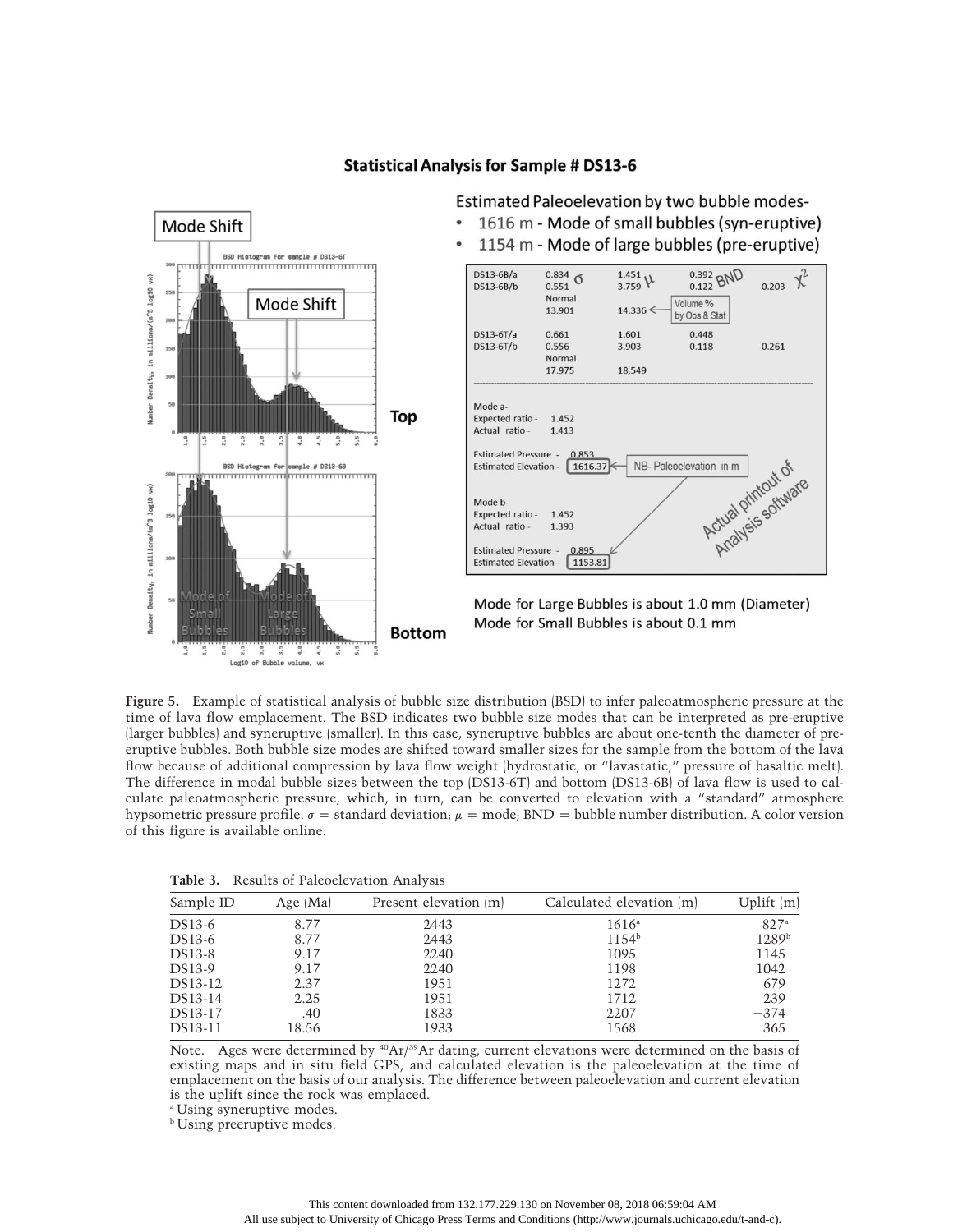**Figure 5.** Example of statistical analysis of bubble size distribution (BSD) to infer paleoatmospheric pressure at the time of lava flow emplacement. The BSD indicates two bubble size modes that can be interpreted as pre-eruptive (larger bubbles) and syneruptive (smaller). In this case, syneruptive bubbles are about one-tenth the diameter of pre-eruptive bubbles. Both bubble size modes are shifted toward smaller sizes for the sample from the bottom of the lava flow because of additional compression by lava flow weight (hydrostatic, or "lavastatic," pressure of basaltic melt). The difference in modal bubble sizes between the top (DS13-6T) and bottom (DS13-6B) of lava flow is used to calculate paleoatmospheric pressure, which, in turn, can be converted to elevation with a "standard" atmosphere hypsometric pressure profile. $\sigma$ = standard deviation; $\mu$ = mode; BND = bubble number distribution. A color version of this figure is available online.

**Table 3.** Results of Paleoelevation Analysis

| Sample ID | Age (Ma) | Present elevation (m) | Calculated elevation (m) | Uplift (m) |
|---|---|---|---|---|
| DS13-6 | 8.77 | 2443 | 1616[a] | 827[a] |
| DS13-6 | 8.77 | 2443 | 1154[b] | 1289[b] |
| DS13-8 | 9.17 | 2240 | 1095 | 1145 |
| DS13-9 | 9.17 | 2240 | 1198 | 1042 |
| DS13-12 | 2.37 | 1951 | 1272 | 679 |
| DS13-14 | 2.25 | 1951 | 1712 | 239 |
| DS13-17 | .40 | 1833 | 2207 | −374 |
| DS13-11 | 18.56 | 1933 | 1568 | 365 |

Note. Ages were determined by $^{40}Ar/^{39}Ar$ dating, current elevations were determined on the basis of existing maps and in situ field GPS, and calculated elevation is the paleoelevation at the time of emplacement on the basis of our analysis. The difference between paleoelevation and current elevation is the uplift since the rock was emplaced.

[a] Using syneruptive modes.

[b] Using preeruptive modes.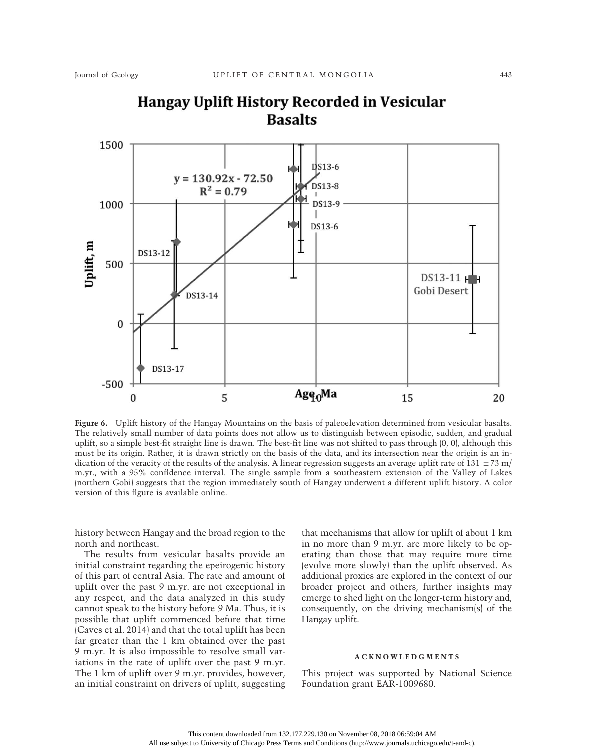**Figure 6.** Uplift history of the Hangay Mountains on the basis of paleoelevation determined from vesicular basalts. The relatively small number of data points does not allow us to distinguish between episodic, sudden, and gradual uplift, so a simple best-fit straight line is drawn. The best-fit line was not shifted to pass through (0, 0), although this must be its origin. Rather, it is drawn strictly on the basis of the data, and its intersection near the origin is an indication of the veracity of the results of the analysis. A linear regression suggests an average uplift rate of 131 $\pm$73 m/m.yr., with a 95% confidence interval. The single sample from a southeastern extension of the Valley of Lakes (northern Gobi) suggests that the region immediately south of Hangay underwent a different uplift history. A color version of this figure is available online.

history between Hangay and the broad region to the north and northeast.

The results from vesicular basalts provide an initial constraint regarding the epeirogenic history of this part of central Asia. The rate and amount of uplift over the past 9 m.yr. are not exceptional in any respect, and the data analyzed in this study cannot speak to the history before 9 Ma. Thus, it is possible that uplift commenced before that time (Caves et al. 2014) and that the total uplift has been far greater than the 1 km obtained over the past 9 m.yr. It is also impossible to resolve small variations in the rate of uplift over the past 9 m.yr. The 1 km of uplift over 9 m.yr. provides, however, an initial constraint on drivers of uplift, suggesting that mechanisms that allow for uplift of about 1 km in no more than 9 m.yr. are more likely to be operating than those that may require more time (evolve more slowly) than the uplift observed. As additional proxies are explored in the context of our broader project and others, further insights may emerge to shed light on the longer-term history and, consequently, on the driving mechanism(s) of the Hangay uplift.

## ACKNOWLEDGMENTS

This project was supported by National Science Foundation grant EAR-1009680.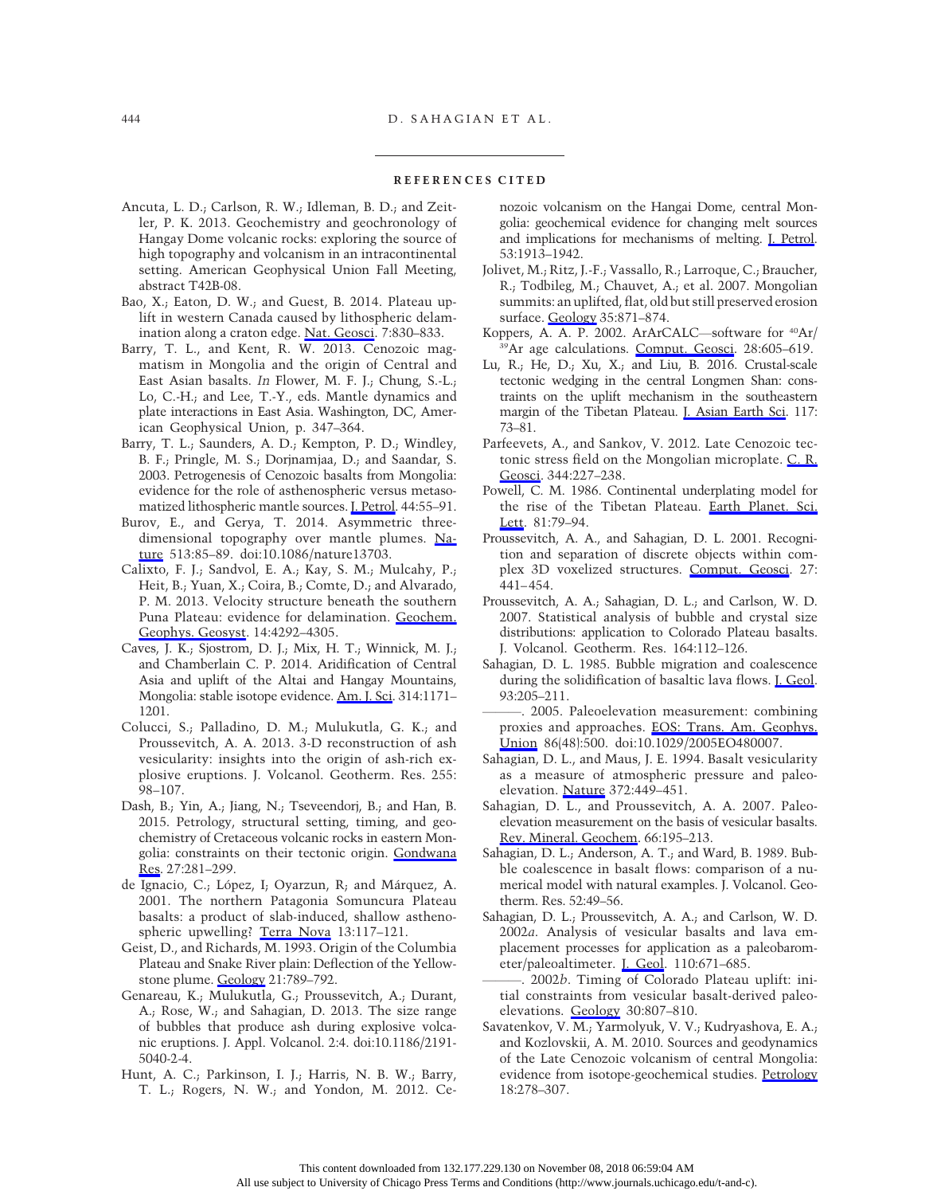## REFERENCES CITED

Ancuta, L. D.; Carlson, R. W.; Idleman, B. D.; and Zeitler, P. K. 2013. Geochemistry and geochronology of Hangay Dome volcanic rocks: exploring the source of high topography and volcanism in an intracontinental setting. American Geophysical Union Fall Meeting, abstract T42B-08.

Bao, X.; Eaton, D. W.; and Guest, B. 2014. Plateau uplift in western Canada caused by lithospheric delamination along a craton edge. Nat. Geosci. 7:830–833.

Barry, T. L., and Kent, R. W. 2013. Cenozoic magmatism in Mongolia and the origin of Central and East Asian basalts. *In* Flower, M. F. J.; Chung, S.-L.; Lo, C.-H.; and Lee, T.-Y., eds. Mantle dynamics and plate interactions in East Asia. Washington, DC, American Geophysical Union, p. 347–364.

Barry, T. L.; Saunders, A. D.; Kempton, P. D.; Windley, B. F.; Pringle, M. S.; Dorjnamjaa, D.; and Saandar, S. 2003. Petrogenesis of Cenozoic basalts from Mongolia: evidence for the role of asthenospheric versus metasomatized lithospheric mantle sources. J. Petrol. 44:55–91.

Burov, E., and Gerya, T. 2014. Asymmetric three-dimensional topography over mantle plumes. Nature 513:85–89. doi:10.1086/nature13703.

Calixto, F. J.; Sandvol, E. A.; Kay, S. M.; Mulcahy, P.; Heit, B.; Yuan, X.; Coira, B.; Comte, D.; and Alvarado, P. M. 2013. Velocity structure beneath the southern Puna Plateau: evidence for delamination. Geochem. Geophys. Geosyst. 14:4292–4305.

Caves, J. K.; Sjostrom, D. J.; Mix, H. T.; Winnick, M. J.; and Chamberlain C. P. 2014. Aridification of Central Asia and uplift of the Altai and Hangay Mountains, Mongolia: stable isotope evidence. Am. J. Sci. 314:1171–1201.

Colucci, S.; Palladino, D. M.; Mulukutla, G. K.; and Proussevitch, A. A. 2013. 3-D reconstruction of ash vesicularity: insights into the origin of ash-rich explosive eruptions. J. Volcanol. Geotherm. Res. 255: 98–107.

Dash, B.; Yin, A.; Jiang, N.; Tseveendorj, B.; and Han, B. 2015. Petrology, structural setting, timing, and geochemistry of Cretaceous volcanic rocks in eastern Mongolia: constraints on their tectonic origin. Gondwana Res. 27:281–299.

de Ignacio, C.; López, I; Oyarzun, R; and Márquez, A. 2001. The northern Patagonia Somuncura Plateau basalts: a product of slab-induced, shallow asthenospheric upwelling? Terra Nova 13:117–121.

Geist, D., and Richards, M. 1993. Origin of the Columbia Plateau and Snake River plain: Deflection of the Yellowstone plume. Geology 21:789–792.

Genareau, K.; Mulukutla, G.; Proussevitch, A.; Durant, A.; Rose, W.; and Sahagian, D. 2013. The size range of bubbles that produce ash during explosive volcanic eruptions. J. Appl. Volcanol. 2:4. doi:10.1186/2191-5040-2-4.

Hunt, A. C.; Parkinson, I. J.; Harris, N. B. W.; Barry, T. L.; Rogers, N. W.; and Yondon, M. 2012. Cenozoic volcanism on the Hangai Dome, central Mongolia: geochemical evidence for changing melt sources and implications for mechanisms of melting. J. Petrol. 53:1913–1942.

Jolivet, M.; Ritz, J.-F.; Vassallo, R.; Larroque, C.; Braucher, R.; Todbileg, M.; Chauvet, A.; et al. 2007. Mongolian summits: an uplifted, flat, old but still preserved erosion surface. Geology 35:871–874.

Koppers, A. A. P. 2002. ArArCALC—software for $^{40}Ar/^{39}Ar$ age calculations. Comput. Geosci. 28:605–619.

Lu, R.; He, D.; Xu, X.; and Liu, B. 2016. Crustal-scale tectonic wedging in the central Longmen Shan: constraints on the uplift mechanism in the southeastern margin of the Tibetan Plateau. J. Asian Earth Sci. 117: 73–81.

Parfeevets, A., and Sankov, V. 2012. Late Cenozoic tectonic stress field on the Mongolian microplate. C. R. Geosci. 344:227–238.

Powell, C. M. 1986. Continental underplating model for the rise of the Tibetan Plateau. Earth Planet. Sci. Lett. 81:79–94.

Proussevitch, A. A., and Sahagian, D. L. 2001. Recognition and separation of discrete objects within complex 3D voxelized structures. Comput. Geosci. 27: 441–454.

Proussevitch, A. A.; Sahagian, D. L.; and Carlson, W. D. 2007. Statistical analysis of bubble and crystal size distributions: application to Colorado Plateau basalts. J. Volcanol. Geotherm. Res. 164:112–126.

Sahagian, D. L. 1985. Bubble migration and coalescence during the solidification of basaltic lava flows. J. Geol. 93:205–211.

———. 2005. Paleoelevation measurement: combining proxies and approaches. EOS: Trans. Am. Geophys. Union 86(48):500. doi:10.1029/2005EO480007.

Sahagian, D. L., and Maus, J. E. 1994. Basalt vesicularity as a measure of atmospheric pressure and paleoelevation. Nature 372:449–451.

Sahagian, D. L., and Proussevitch, A. A. 2007. Paleoelevation measurement on the basis of vesicular basalts. Rev. Mineral. Geochem. 66:195–213.

Sahagian, D. L.; Anderson, A. T.; and Ward, B. 1989. Bubble coalescence in basalt flows: comparison of a numerical model with natural examples. J. Volcanol. Geotherm. Res. 52:49–56.

Sahagian, D. L.; Proussevitch, A. A.; and Carlson, W. D. 2002*a*. Analysis of vesicular basalts and lava emplacement processes for application as a paleobarometer/paleoaltimeter. J. Geol. 110:671–685.

———. 2002*b*. Timing of Colorado Plateau uplift: initial constraints from vesicular basalt-derived paleoelevations. Geology 30:807–810.

Savatenkov, V. M.; Yarmolyuk, V. V.; Kudryashova, E. A.; and Kozlovskii, A. M. 2010. Sources and geodynamics of the Late Cenozoic volcanism of central Mongolia: evidence from isotope-geochemical studies. Petrology 18:278–307.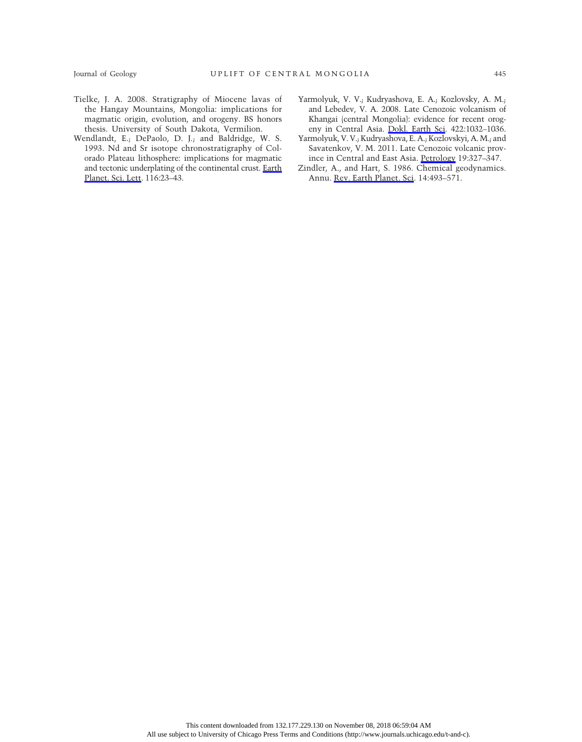Tielke, J. A. 2008. Stratigraphy of Miocene lavas of the Hangay Mountains, Mongolia: implications for magmatic origin, evolution, and orogeny. BS honors thesis. University of South Dakota, Vermilion.

Wendlandt, E.; DePaolo, D. J.; and Baldridge, W. S. 1993. Nd and Sr isotope chronostratigraphy of Colorado Plateau lithosphere: implications for magmatic and tectonic underplating of the continental crust. Earth Planet. Sci. Lett. 116:23–43.

Yarmolyuk, V. V.; Kudryashova, E. A.; Kozlovsky, A. M.; and Lebedev, V. A. 2008. Late Cenozoic volcanism of Khangai (central Mongolia): evidence for recent orogeny in Central Asia. Dokl. Earth Sci. 422:1032–1036.

Yarmolyuk, V. V.; Kudryashova, E. A.; Kozlovskyi, A. M.; and Savatenkov, V. M. 2011. Late Cenozoic volcanic province in Central and East Asia. Petrology 19:327–347.

Zindler, A., and Hart, S. 1986. Chemical geodynamics. Annu. Rev. Earth Planet. Sci. 14:493–571.